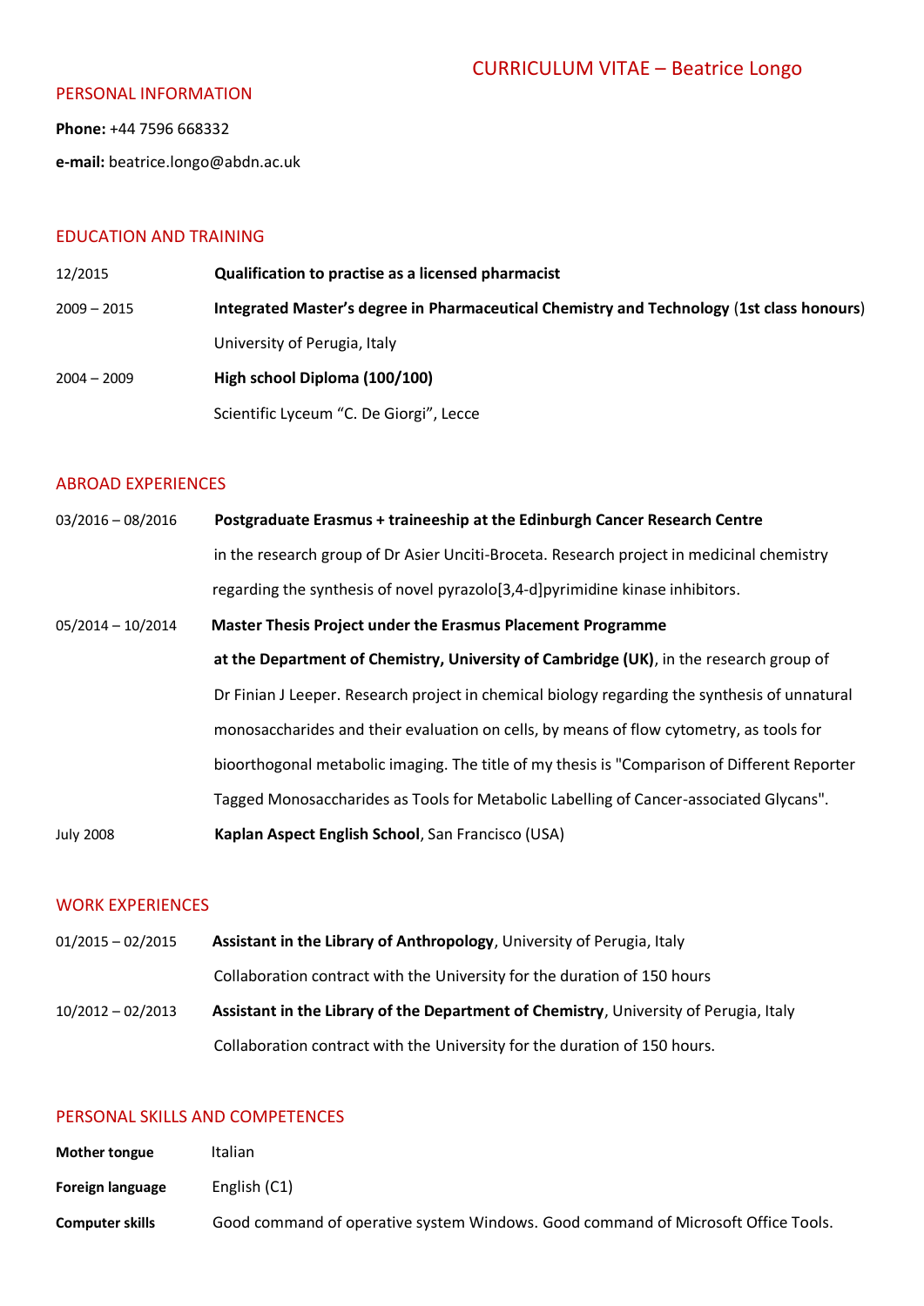# CURRICULUM VITAE – Beatrice Longo

## PERSONAL INFORMATION

**Phone:** +44 7596 668332

**e-mail:** beatrice.longo@abdn.ac.uk

## EDUCATION AND TRAINING

| | |
|---|---|
| 12/2015 | **Qualification to practise as a licensed pharmacist** |
| 2009 – 2015 | **Integrated Master's degree in Pharmaceutical Chemistry and Technology** (**1st class honours**)<br>University of Perugia, Italy |
| 2004 – 2009 | **High school Diploma (100/100)**<br>Scientific Lyceum "C. De Giorgi", Lecce |

## ABROAD EXPERIENCES

| | |
|---|---|
| 03/2016 – 08/2016 | **Postgraduate Erasmus + traineeship at the Edinburgh Cancer Research Centre** in the research group of Dr Asier Unciti-Broceta. Research project in medicinal chemistry regarding the synthesis of novel pyrazolo[3,4-d]pyrimidine kinase inhibitors. |
| 05/2014 – 10/2014 | **Master Thesis Project under the Erasmus Placement Programme at the Department of Chemistry, University of Cambridge (UK)**, in the research group of Dr Finian J Leeper. Research project in chemical biology regarding the synthesis of unnatural monosaccharides and their evaluation on cells, by means of flow cytometry, as tools for bioorthogonal metabolic imaging. The title of my thesis is "Comparison of Different Reporter Tagged Monosaccharides as Tools for Metabolic Labelling of Cancer-associated Glycans". |
| July 2008 | **Kaplan Aspect English School**, San Francisco (USA) |

## WORK EXPERIENCES

| | |
|---|---|
| 01/2015 – 02/2015 | **Assistant in the Library of Anthropology**, University of Perugia, Italy<br>Collaboration contract with the University for the duration of 150 hours |
| 10/2012 – 02/2013 | **Assistant in the Library of the Department of Chemistry**, University of Perugia, Italy<br>Collaboration contract with the University for the duration of 150 hours. |

## PERSONAL SKILLS AND COMPETENCES

| | |
|---|---|
| **Mother tongue** | Italian |
| **Foreign language** | English (C1) |
| **Computer skills** | Good command of operative system Windows. Good command of Microsoft Office Tools. |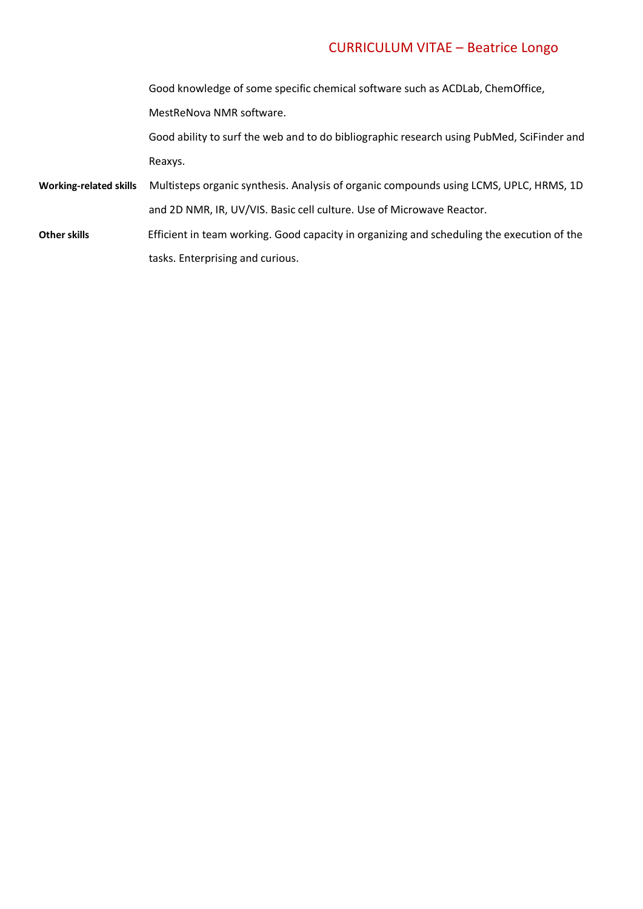Good knowledge of some specific chemical software such as ACDLab, ChemOffice, MestReNova NMR software.

Good ability to surf the web and to do bibliographic research using PubMed, SciFinder and Reaxys.

**Working-related skills** Multisteps organic synthesis. Analysis of organic compounds using LCMS, UPLC, HRMS, 1D and 2D NMR, IR, UV/VIS. Basic cell culture. Use of Microwave Reactor.

**Other skills** Efficient in team working. Good capacity in organizing and scheduling the execution of the tasks. Enterprising and curious.